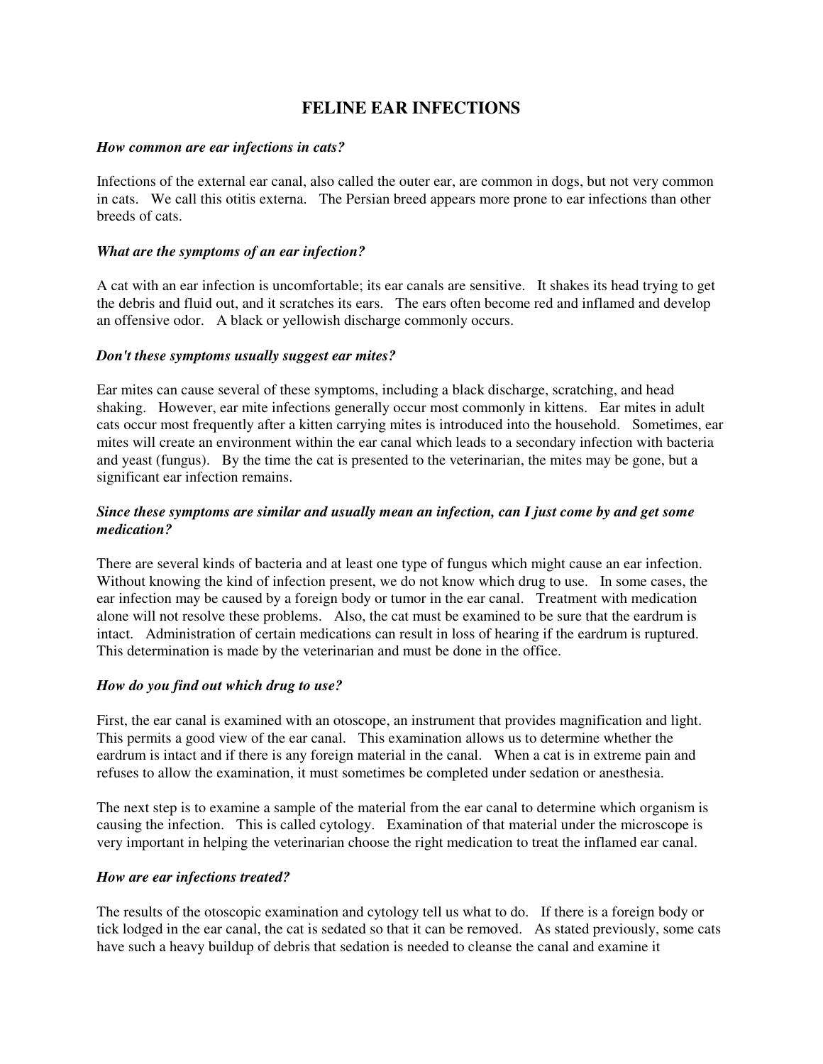# FELINE EAR INFECTIONS

### *How common are ear infections in cats?*

Infections of the external ear canal, also called the outer ear, are common in dogs, but not very common in cats. We call this otitis externa. The Persian breed appears more prone to ear infections than other breeds of cats.

### *What are the symptoms of an ear infection?*

A cat with an ear infection is uncomfortable; its ear canals are sensitive. It shakes its head trying to get the debris and fluid out, and it scratches its ears. The ears often become red and inflamed and develop an offensive odor. A black or yellowish discharge commonly occurs.

### *Don't these symptoms usually suggest ear mites?*

Ear mites can cause several of these symptoms, including a black discharge, scratching, and head shaking. However, ear mite infections generally occur most commonly in kittens. Ear mites in adult cats occur most frequently after a kitten carrying mites is introduced into the household. Sometimes, ear mites will create an environment within the ear canal which leads to a secondary infection with bacteria and yeast (fungus). By the time the cat is presented to the veterinarian, the mites may be gone, but a significant ear infection remains.

### *Since these symptoms are similar and usually mean an infection, can I just come by and get some medication?*

There are several kinds of bacteria and at least one type of fungus which might cause an ear infection. Without knowing the kind of infection present, we do not know which drug to use. In some cases, the ear infection may be caused by a foreign body or tumor in the ear canal. Treatment with medication alone will not resolve these problems. Also, the cat must be examined to be sure that the eardrum is intact. Administration of certain medications can result in loss of hearing if the eardrum is ruptured. This determination is made by the veterinarian and must be done in the office.

### *How do you find out which drug to use?*

First, the ear canal is examined with an otoscope, an instrument that provides magnification and light. This permits a good view of the ear canal. This examination allows us to determine whether the eardrum is intact and if there is any foreign material in the canal. When a cat is in extreme pain and refuses to allow the examination, it must sometimes be completed under sedation or anesthesia.

The next step is to examine a sample of the material from the ear canal to determine which organism is causing the infection. This is called cytology. Examination of that material under the microscope is very important in helping the veterinarian choose the right medication to treat the inflamed ear canal.

### *How are ear infections treated?*

The results of the otoscopic examination and cytology tell us what to do. If there is a foreign body or tick lodged in the ear canal, the cat is sedated so that it can be removed. As stated previously, some cats have such a heavy buildup of debris that sedation is needed to cleanse the canal and examine it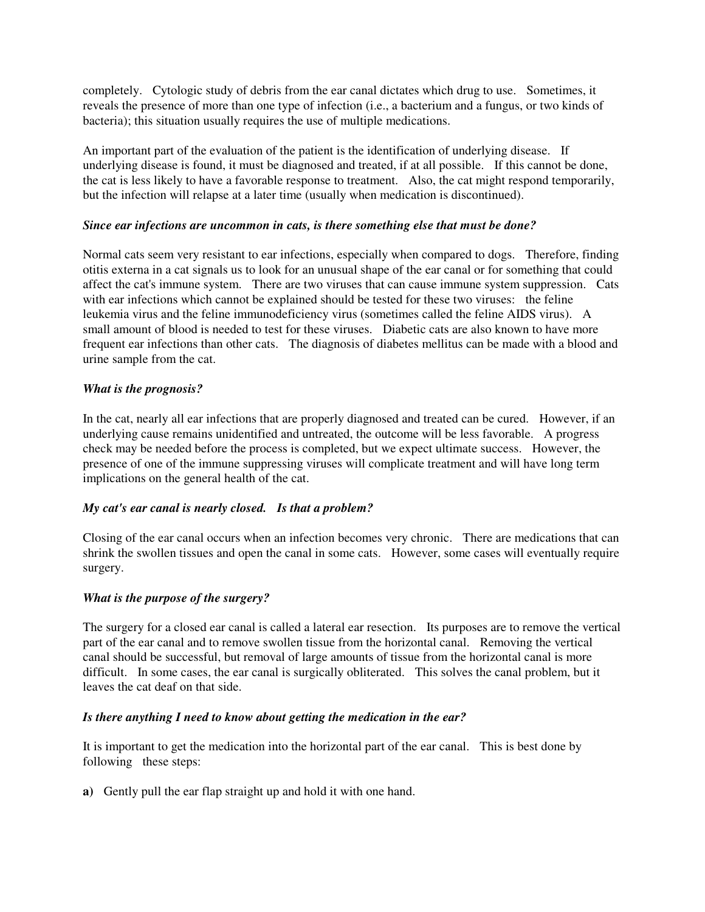completely. Cytologic study of debris from the ear canal dictates which drug to use. Sometimes, it reveals the presence of more than one type of infection (i.e., a bacterium and a fungus, or two kinds of bacteria); this situation usually requires the use of multiple medications.

An important part of the evaluation of the patient is the identification of underlying disease. If underlying disease is found, it must be diagnosed and treated, if at all possible. If this cannot be done, the cat is less likely to have a favorable response to treatment. Also, the cat might respond temporarily, but the infection will relapse at a later time (usually when medication is discontinued).

***Since ear infections are uncommon in cats, is there something else that must be done?***

Normal cats seem very resistant to ear infections, especially when compared to dogs. Therefore, finding otitis externa in a cat signals us to look for an unusual shape of the ear canal or for something that could affect the cat's immune system. There are two viruses that can cause immune system suppression. Cats with ear infections which cannot be explained should be tested for these two viruses: the feline leukemia virus and the feline immunodeficiency virus (sometimes called the feline AIDS virus). A small amount of blood is needed to test for these viruses. Diabetic cats are also known to have more frequent ear infections than other cats. The diagnosis of diabetes mellitus can be made with a blood and urine sample from the cat.

***What is the prognosis?***

In the cat, nearly all ear infections that are properly diagnosed and treated can be cured. However, if an underlying cause remains unidentified and untreated, the outcome will be less favorable. A progress check may be needed before the process is completed, but we expect ultimate success. However, the presence of one of the immune suppressing viruses will complicate treatment and will have long term implications on the general health of the cat.

***My cat's ear canal is nearly closed. Is that a problem?***

Closing of the ear canal occurs when an infection becomes very chronic. There are medications that can shrink the swollen tissues and open the canal in some cats. However, some cases will eventually require surgery.

***What is the purpose of the surgery?***

The surgery for a closed ear canal is called a lateral ear resection. Its purposes are to remove the vertical part of the ear canal and to remove swollen tissue from the horizontal canal. Removing the vertical canal should be successful, but removal of large amounts of tissue from the horizontal canal is more difficult. In some cases, the ear canal is surgically obliterated. This solves the canal problem, but it leaves the cat deaf on that side.

***Is there anything I need to know about getting the medication in the ear?***

It is important to get the medication into the horizontal part of the ear canal. This is best done by following these steps:

**a)** Gently pull the ear flap straight up and hold it with one hand.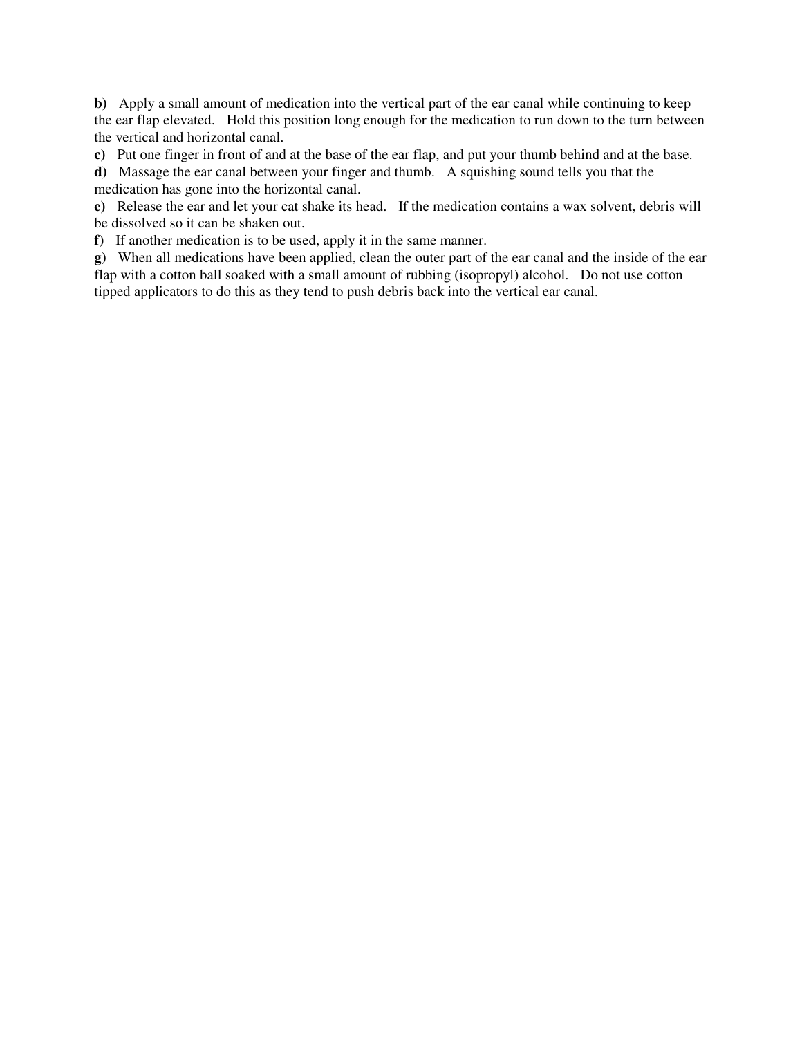**b)** Apply a small amount of medication into the vertical part of the ear canal while continuing to keep the ear flap elevated. Hold this position long enough for the medication to run down to the turn between the vertical and horizontal canal.
**c)** Put one finger in front of and at the base of the ear flap, and put your thumb behind and at the base.
**d)** Massage the ear canal between your finger and thumb. A squishing sound tells you that the medication has gone into the horizontal canal.
**e)** Release the ear and let your cat shake its head. If the medication contains a wax solvent, debris will be dissolved so it can be shaken out.
**f)** If another medication is to be used, apply it in the same manner.
**g)** When all medications have been applied, clean the outer part of the ear canal and the inside of the ear flap with a cotton ball soaked with a small amount of rubbing (isopropyl) alcohol. Do not use cotton tipped applicators to do this as they tend to push debris back into the vertical ear canal.